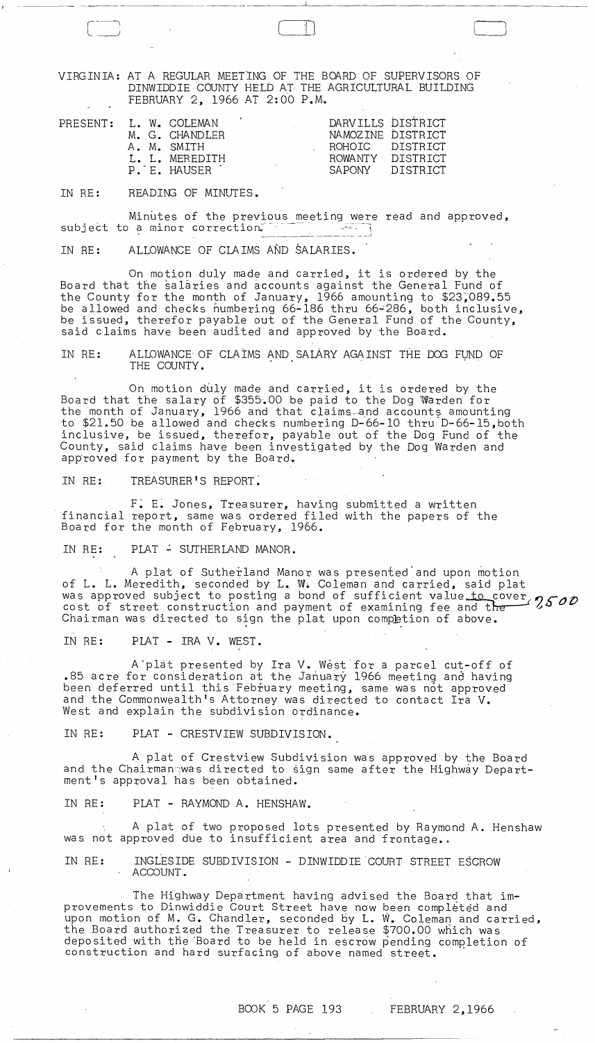VIRGINIA: AT A REGULAR MEETING OF THE BOARD OF SUPERVISORS OF DINWIDDIE COUNTY HELD AT THE AGRICULTURAL BUILDING FEBRUARY 2, 1966 AT 2:00 P.M.

| PRESENT: | | |
|---|---|---|
| | L. W. COLEMAN | DARVILLS DISTRICT |
| | M. G. CHANDLER | NAMOZINE DISTRICT |
| | A. M. SMITH | ROHOIC DISTRICT |
| | L. L. MEREDITH | ROWANTY DISTRICT |
| | P. E. HAUSER | SAPONY DISTRICT |

IN RE: READING OF MINUTES.

Minutes of the previous meeting were read and approved, subject to a minor correction.

IN RE: ALLOWANCE OF CLAIMS AND SALARIES.

On motion duly made and carried, it is ordered by the Board that the salaries and accounts against the General Fund of the County for the month of January, 1966 amounting to $23,089.55 be allowed and checks numbering 66-186 thru 66-286, both inclusive, be issued, therefor payable out of the General Fund of the County, said claims have been audited and approved by the Board.

IN RE: ALLOWANCE OF CLAIMS AND SALARY AGAINST THE DOG FUND OF THE COUNTY.

On motion duly made and carried, it is ordered by the Board that the salary of $355.00 be paid to the Dog Warden for the month of January, 1966 and that claims and accounts amounting to $21.50 be allowed and checks numbering D-66-10 thru D-66-15, both inclusive, be issued, therefor, payable out of the Dog Fund of the County, said claims have been investigated by the Dog Warden and approved for payment by the Board.

IN RE: TREASURER'S REPORT.

F. E. Jones, Treasurer, having submitted a written financial report, same was ordered filed with the papers of the Board for the month of February, 1966.

IN RE: PLAT - SUTHERLAND MANOR.

A plat of Sutherland Manor was presented and upon motion of L. L. Meredith, seconded by L. W. Coleman and carried, said plat was approved subject to posting a bond of sufficient value to cover cost of street construction and payment of examining fee and ~~the~~ 25.00 Chairman was directed to sign the plat upon completion of above.

IN RE: PLAT - IRA V. WEST.

A plat presented by Ira V. West for a parcel cut-off of .85 acre for consideration at the January 1966 meeting and having been deferred until this February meeting, same was not approved and the Commonwealth's Attorney was directed to contact Ira V. West and explain the subdivision ordinance.

IN RE: PLAT - CRESTVIEW SUBDIVISION.

A plat of Crestview Subdivision was approved by the Board and the Chairman was directed to sign same after the Highway Department's approval has been obtained.

IN RE: PLAT - RAYMOND A. HENSHAW.

A plat of two proposed lots presented by Raymond A. Henshaw was not approved due to insufficient area and frontage.

IN RE: INGLESIDE SUBDIVISION - DINWIDDIE COURT STREET ESCROW ACCOUNT.

The Highway Department having advised the Board that improvements to Dinwiddie Court Street have now been completed and upon motion of M. G. Chandler, seconded by L. W. Coleman and carried, the Board authorized the Treasurer to release $700.00 which was deposited with the Board to be held in escrow pending completion of construction and hard surfacing of above named street.

BOOK 5 PAGE 193 FEBRUARY 2, 1966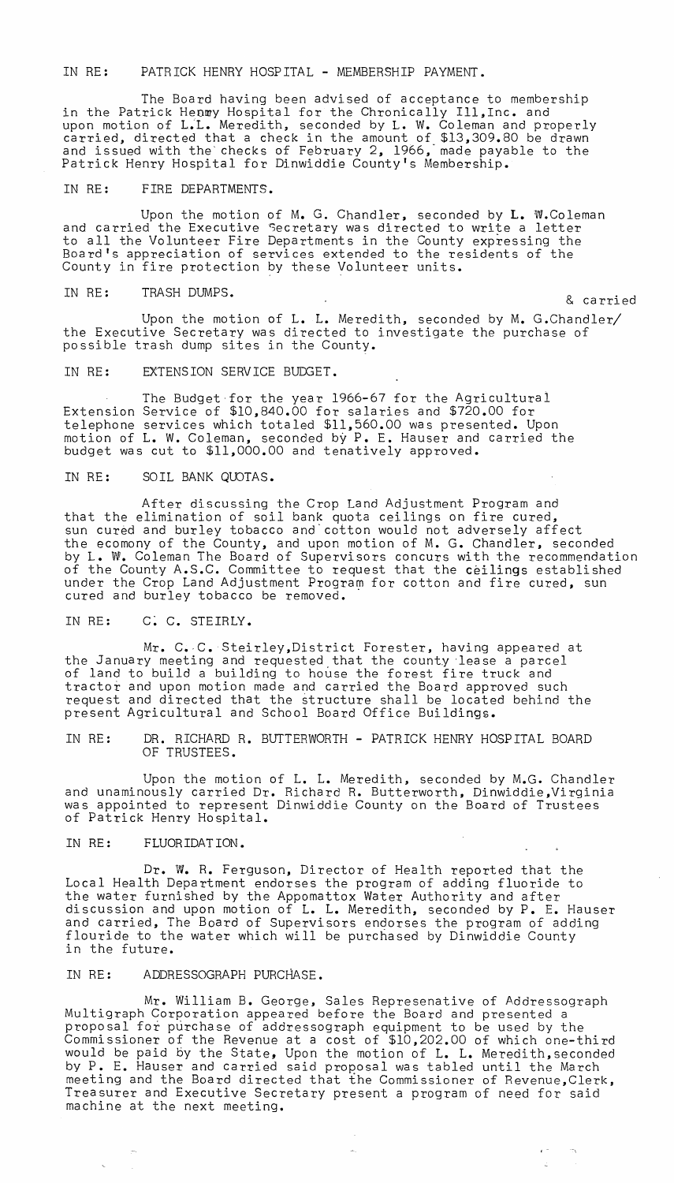IN RE: PATRICK HENRY HOSPITAL - MEMBERSHIP PAYMENT.

The Board having been advised of acceptance to membership in the Patrick Henmy Hospital for the Chronically Ill,Inc. and upon motion of L.L. Meredith, seconded by L. W. Coleman and properly carried, directed that a check in the amount of $13,309.80 be drawn and issued with the checks of February 2, 1966, made payable to the Patrick Henry Hospital for Dinwiddie County's Membership.

IN RE: FIRE DEPARTMENTS.

Upon the motion of M. G. Chandler, seconded by L. W.Coleman and carried the Executive Secretary was directed to write a letter to all the Volunteer Fire Departments in the County expressing the Board's appreciation of services extended to the residents of the County in fire protection by these Volunteer units.

IN RE: TRASH DUMPS.

Upon the motion of L. L. Meredith, seconded by M. G.Chandler/ & carried the Executive Secretary was directed to investigate the purchase of possible trash dump sites in the County.

IN RE: EXTENSION SERVICE BUDGET.

The Budget for the year 1966-67 for the Agricultural Extension Service of $10,840.00 for salaries and $720.00 for telephone services which totaled $11,560.00 was presented. Upon motion of L. W. Coleman, seconded by P. E. Hauser and carried the budget was cut to $11,000.00 and tenatively approved.

IN RE: SOIL BANK QUOTAS.

After discussing the Crop Land Adjustment Program and that the elimination of soil bank quota ceilings on fire cured, sun cured and burley tobacco and cotton would not adversely affect the ecomony of the County, and upon motion of M. G. Chandler, seconded by L. W. Coleman The Board of Supervisors concurs with the recommendation of the County A.S.C. Committee to request that the ceilings established under the Crop Land Adjustment Program for cotton and fire cured, sun cured and burley tobacco be removed.

IN RE: C. C. STEIRLY.

Mr. C. C. Steirley,District Forester, having appeared at the January meeting and requested that the county lease a parcel of land to build a building to house the forest fire truck and tractor and upon motion made and carried the Board approved such request and directed that the structure shall be located behind the present Agricultural and School Board Office Buildings.

IN RE: DR. RICHARD R. BUTTERWORTH - PATRICK HENRY HOSPITAL BOARD OF TRUSTEES.

Upon the motion of L. L. Meredith, seconded by M.G. Chandler and unaminously carried Dr. Richard R. Butterworth, Dinwiddie,Virginia was appointed to represent Dinwiddie County on the Board of Trustees of Patrick Henry Hospital.

IN RE: FLUORIDATION.

Dr. W. R. Ferguson, Director of Health reported that the Local Health Department endorses the program of adding fluoride to the water furnished by the Appomattox Water Authority and after discussion and upon motion of L. L. Meredith, seconded by P. E. Hauser and carried, The Board of Supervisors endorses the program of adding flouride to the water which will be purchased by Dinwiddie County in the future.

IN RE: ADDRESSOGRAPH PURCHASE.

Mr. William B. George, Sales Represenative of Addressograph Multigraph Corporation appeared before the Board and presented a proposal for purchase of addressograph equipment to be used by the Commissioner of the Revenue at a cost of $10,202.00 of which one-third would be paid by the State, Upon the motion of L. L. Meredith,seconded by P. E. Hauser and carried said proposal was tabled until the March meeting and the Board directed that the Commissioner of Revenue,Clerk, Treasurer and Executive Secretary present a program of need for said machine at the next meeting.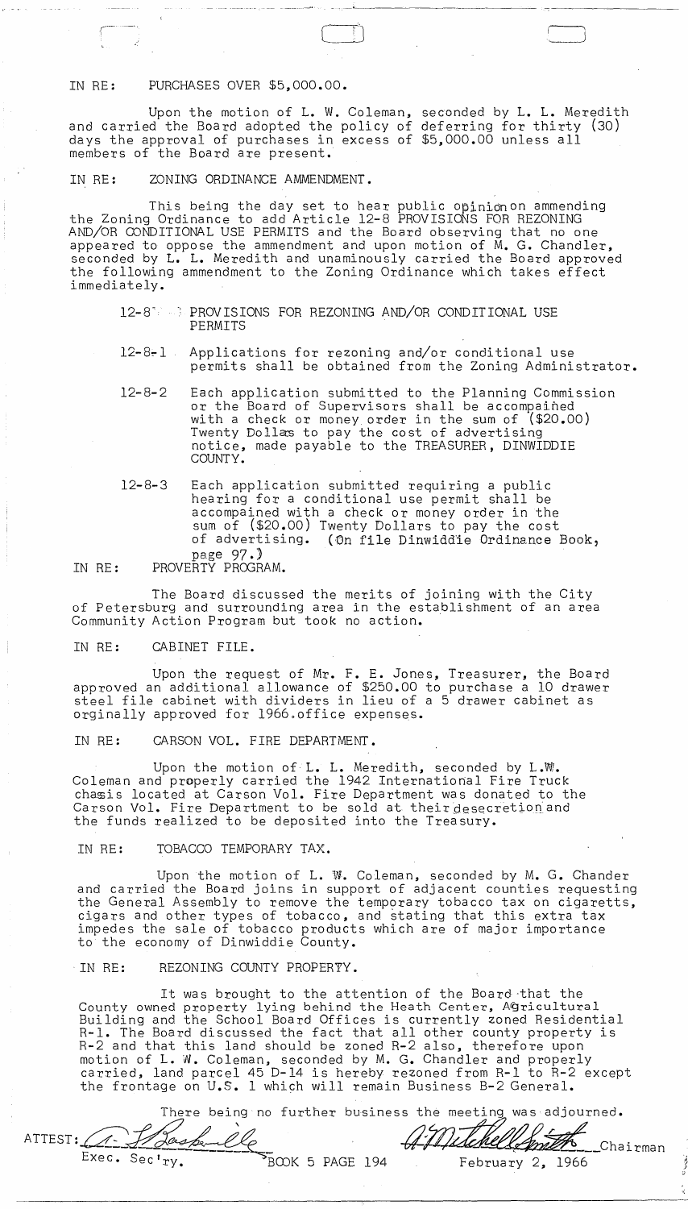IN RE: PURCHASES OVER $5,000.00.

Upon the motion of L. W. Coleman, seconded by L. L. Meredith and carried the Board adopted the policy of deferring for thirty (30) days the approval of purchases in excess of $5,000.00 unless all members of the Board are present.

IN RE: ZONING ORDINANCE AMMENDMENT.

This being the day set to hear public opinion on ammending the Zoning Ordinance to add Article 12-8 PROVISIONS FOR REZONING AND/OR CONDITIONAL USE PERMITS and the Board observing that no one appeared to oppose the ammendment and upon motion of M. G. Chandler, seconded by L. L. Meredith and unaminously carried the Board approved the following ammendment to the Zoning Ordinance which takes effect immediately.

12-8 PROVISIONS FOR REZONING AND/OR CONDITIONAL USE PERMITS

12-8-1 Applications for rezoning and/or conditional use permits shall be obtained from the Zoning Administrator.

12-8-2 Each application submitted to the Planning Commission or the Board of Supervisors shall be accompained with a check or money order in the sum of ($20.00) Twenty Dollars to pay the cost of advertising notice, made payable to the TREASURER, DINWIDDIE COUNTY.

12-8-3 Each application submitted requiring a public hearing for a conditional use permit shall be accompained with a check or money order in the sum of ($20.00) Twenty Dollars to pay the cost of advertising. (On file Dinwiddie Ordinance Book, page 97.)

IN RE: PROVERTY PROGRAM.

The Board discussed the merits of joining with the City of Petersburg and surrounding area in the establishment of an area Community Action Program but took no action.

IN RE: CABINET FILE.

Upon the request of Mr. F. E. Jones, Treasurer, the Board approved an additional allowance of $250.00 to purchase a 10 drawer steel file cabinet with dividers in lieu of a 5 drawer cabinet as orginally approved for 1966 office expenses.

IN RE: CARSON VOL. FIRE DEPARTMENT.

Upon the motion of L. L. Meredith, seconded by L. W. Coleman and properly carried the 1942 International Fire Truck chasis located at Carson Vol. Fire Department was donated to the Carson Vol. Fire Department to be sold at their desecretion and the funds realized to be deposited into the Treasury.

IN RE: TOBACCO TEMPORARY TAX.

Upon the motion of L. W. Coleman, seconded by M. G. Chander and carried the Board joins in support of adjacent counties requesting the General Assembly to remove the temporary tobacco tax on cigaretts, cigars and other types of tobacco, and stating that this extra tax impedes the sale of tobacco products which are of major importance to the economy of Dinwiddie County.

IN RE: REZONING COUNTY PROPERTY.

It was brought to the attention of the Board that the County owned property lying behind the Heath Center, Agricultural Building and the School Board Offices is currently zoned Residential R-1. The Board discussed the fact that all other county property is R-2 and that this land should be zoned R-2 also, therefore upon motion of L. W. Coleman, seconded by M. G. Chandler and properly carried, land parcel 45 D-14 is hereby rezoned from R-1 to R-2 except the frontage on U.S. 1 which will remain Business B-2 General.

There being no further business the meeting was adjourned.

ATTEST: [signature] Exec. Sec'ry.

[signature] Chairman

BOOK 5 PAGE 194 February 2, 1966